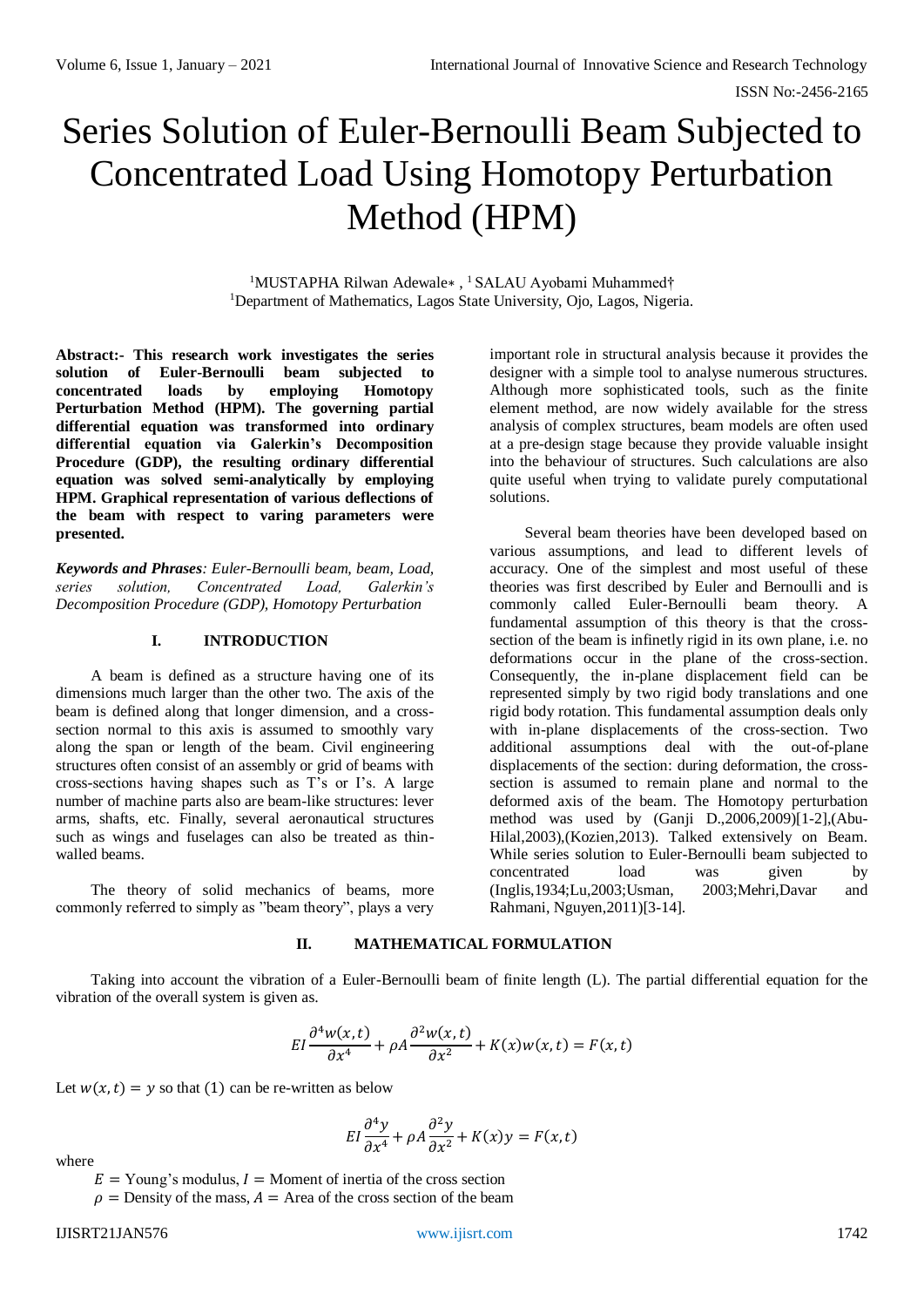# Series Solution of Euler-Bernoulli Beam Subjected to Concentrated Load Using Homotopy Perturbation Method (HPM)

[1]MUSTAPHA Rilwan Adewale∗ , [1] SALAU Ayobami Muhammed†
[1]Department of Mathematics, Lagos State University, Ojo, Lagos, Nigeria.

**Abstract:- This research work investigates the series solution of Euler-Bernoulli beam subjected to concentrated loads by employing Homotopy Perturbation Method (HPM). The governing partial differential equation was transformed into ordinary differential equation via Galerkin's Decomposition Procedure (GDP), the resulting ordinary differential equation was solved semi-analytically by employing HPM. Graphical representation of various deflections of the beam with respect to varing parameters were presented.**

***Keywords and Phrases**: Euler-Bernoulli beam, beam, Load, series solution, Concentrated Load, Galerkin's Decomposition Procedure (GDP), Homotopy Perturbation*

## I. INTRODUCTION

A beam is defined as a structure having one of its dimensions much larger than the other two. The axis of the beam is defined along that longer dimension, and a cross-section normal to this axis is assumed to smoothly vary along the span or length of the beam. Civil engineering structures often consist of an assembly or grid of beams with cross-sections having shapes such as T's or I's. A large number of machine parts also are beam-like structures: lever arms, shafts, etc. Finally, several aeronautical structures such as wings and fuselages can also be treated as thin-walled beams.

The theory of solid mechanics of beams, more commonly referred to simply as "beam theory", plays a very important role in structural analysis because it provides the designer with a simple tool to analyse numerous structures. Although more sophisticated tools, such as the finite element method, are now widely available for the stress analysis of complex structures, beam models are often used at a pre-design stage because they provide valuable insight into the behaviour of structures. Such calculations are also quite useful when trying to validate purely computational solutions.

Several beam theories have been developed based on various assumptions, and lead to different levels of accuracy. One of the simplest and most useful of these theories was first described by Euler and Bernoulli and is commonly called Euler-Bernoulli beam theory. A fundamental assumption of this theory is that the cross-section of the beam is infinetly rigid in its own plane, i.e. no deformations occur in the plane of the cross-section. Consequently, the in-plane displacement field can be represented simply by two rigid body translations and one rigid body rotation. This fundamental assumption deals only with in-plane displacements of the cross-section. Two additional assumptions deal with the out-of-plane displacements of the section: during deformation, the cross-section is assumed to remain plane and normal to the deformed axis of the beam. The Homotopy perturbation method was used by (Ganji D.,2006,2009)[1-2],(Abu-Hilal,2003),(Kozien,2013). Talked extensively on Beam. While series solution to Euler-Bernoulli beam subjected to concentrated load was given by (Inglis,1934;Lu,2003;Usman, 2003;Mehri,Davar and Rahmani, Nguyen,2011)[3-14].

## II. MATHEMATICAL FORMULATION

Taking into account the vibration of a Euler-Bernoulli beam of finite length (L). The partial differential equation for the vibration of the overall system is given as.

$$EI\frac{\partial^4 w(x,t)}{\partial x^4} + \rho A\frac{\partial^2 w(x,t)}{\partial x^2} + K(x)w(x,t) = F(x,t)$$

Let $w(x,t) = y$ so that (1) can be re-written as below

$$EI\frac{\partial^4 y}{\partial x^4} + \rho A\frac{\partial^2 y}{\partial x^2} + K(x)y = F(x,t)$$

where

$E$ = Young's modulus, $I$ = Moment of inertia of the cross section
$\rho$ = Density of the mass, $A$ = Area of the cross section of the beam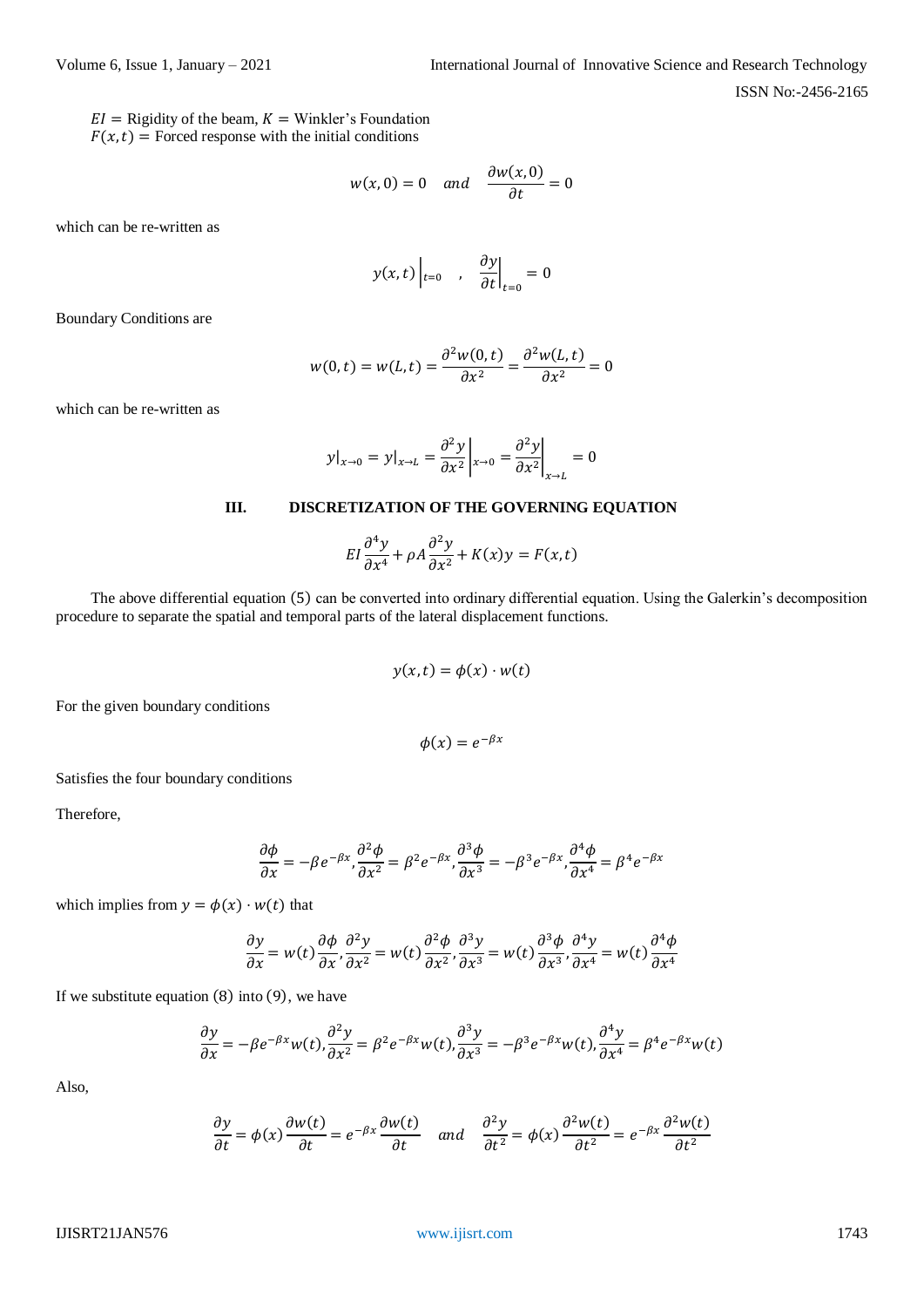$EI =$ Rigidity of the beam, $K =$ Winkler's Foundation
$F(x,t) =$ Forced response with the initial conditions

$$w(x,0) = 0 \quad and \quad \frac{\partial w(x,0)}{\partial t} = 0$$

which can be re-written as

$$y(x,t)\Big|_{t=0} \quad , \quad \frac{\partial y}{\partial t}\Big|_{t=0} = 0$$

Boundary Conditions are

$$w(0,t) = w(L,t) = \frac{\partial^2 w(0,t)}{\partial x^2} = \frac{\partial^2 w(L,t)}{\partial x^2} = 0$$

which can be re-written as

$$y|_{x\to 0} = y|_{x\to L} = \frac{\partial^2 y}{\partial x^2}\Big|_{x\to 0} = \frac{\partial^2 y}{\partial x^2}\Big|_{x\to L} = 0$$

## III. DISCRETIZATION OF THE GOVERNING EQUATION

$$EI\frac{\partial^4 y}{\partial x^4} + \rho A\frac{\partial^2 y}{\partial x^2} + K(x)y = F(x,t)$$

The above differential equation (5) can be converted into ordinary differential equation. Using the Galerkin's decomposition procedure to separate the spatial and temporal parts of the lateral displacement functions.

$$y(x,t) = \phi(x)\cdot w(t)$$

For the given boundary conditions

$$\phi(x) = e^{-\beta x}$$

Satisfies the four boundary conditions

Therefore,

$$\frac{\partial \phi}{\partial x} = -\beta e^{-\beta x}, \frac{\partial^2 \phi}{\partial x^2} = \beta^2 e^{-\beta x}, \frac{\partial^3 \phi}{\partial x^3} = -\beta^3 e^{-\beta x}, \frac{\partial^4 \phi}{\partial x^4} = \beta^4 e^{-\beta x}$$

which implies from $y = \phi(x)\cdot w(t)$ that

$$\frac{\partial y}{\partial x} = w(t)\frac{\partial \phi}{\partial x}, \frac{\partial^2 y}{\partial x^2} = w(t)\frac{\partial^2 \phi}{\partial x^2}, \frac{\partial^3 y}{\partial x^3} = w(t)\frac{\partial^3 \phi}{\partial x^3}, \frac{\partial^4 y}{\partial x^4} = w(t)\frac{\partial^4 \phi}{\partial x^4}$$

If we substitute equation (8) into (9), we have

$$\frac{\partial y}{\partial x} = -\beta e^{-\beta x}w(t), \frac{\partial^2 y}{\partial x^2} = \beta^2 e^{-\beta x}w(t), \frac{\partial^3 y}{\partial x^3} = -\beta^3 e^{-\beta x}w(t), \frac{\partial^4 y}{\partial x^4} = \beta^4 e^{-\beta x}w(t)$$

Also,

$$\frac{\partial y}{\partial t} = \phi(x)\frac{\partial w(t)}{\partial t} = e^{-\beta x}\frac{\partial w(t)}{\partial t} \quad and \quad \frac{\partial^2 y}{\partial t^2} = \phi(x)\frac{\partial^2 w(t)}{\partial t^2} = e^{-\beta x}\frac{\partial^2 w(t)}{\partial t^2}$$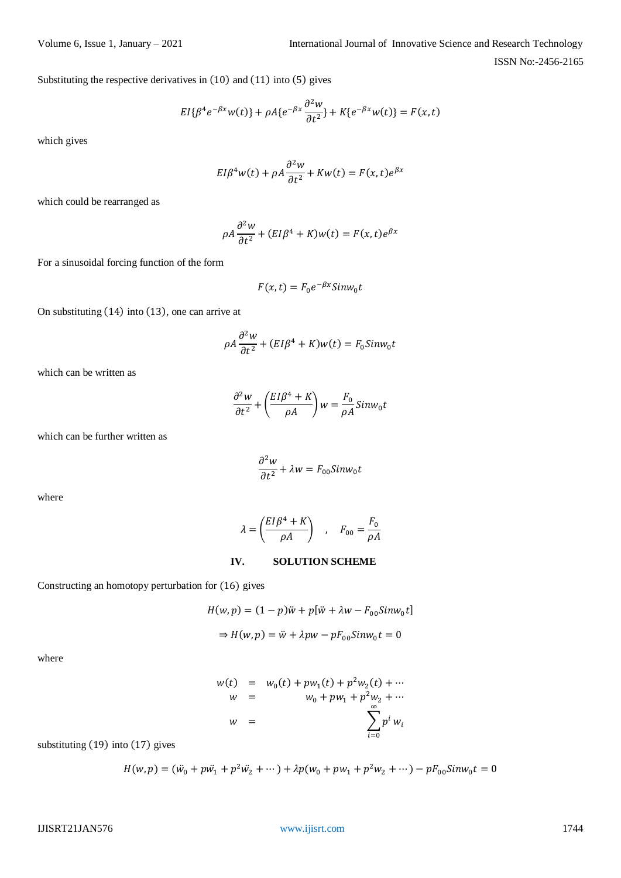Substituting the respective derivatives in $(10)$ and $(11)$ into $(5)$ gives

$$EI\{\beta^4 e^{-\beta x} w(t)\} + \rho A\{e^{-\beta x}\frac{\partial^2 w}{\partial t^2}\} + K\{e^{-\beta x} w(t)\} = F(x,t)$$

which gives

$$EI\beta^4 w(t) + \rho A\frac{\partial^2 w}{\partial t^2} + Kw(t) = F(x,t)e^{\beta x}$$

which could be rearranged as

$$\rho A\frac{\partial^2 w}{\partial t^2} + (EI\beta^4 + K)w(t) = F(x,t)e^{\beta x}$$

For a sinusoidal forcing function of the form

$$F(x,t) = F_0 e^{-\beta x} Sinw_0 t$$

On substituting $(14)$ into $(13)$, one can arrive at

$$\rho A\frac{\partial^2 w}{\partial t^2} + (EI\beta^4 + K)w(t) = F_0 Sinw_0 t$$

which can be written as

$$\frac{\partial^2 w}{\partial t^2} + \left(\frac{EI\beta^4 + K}{\rho A}\right) w = \frac{F_0}{\rho A} Sinw_0 t$$

which can be further written as

$$\frac{\partial^2 w}{\partial t^2} + \lambda w = F_{00} Sinw_0 t$$

where

$$\lambda = \left(\frac{EI\beta^4 + K}{\rho A}\right) \quad , \quad F_{00} = \frac{F_0}{\rho A}$$

## IV. SOLUTION SCHEME

Constructing an homotopy perturbation for $(16)$ gives

$$H(w,p) = (1-p)\ddot{w} + p[\ddot{w} + \lambda w - F_{00} Sinw_0 t]$$

$$\Rightarrow H(w,p) = \ddot{w} + \lambda p w - pF_{00} Sinw_0 t = 0$$

where

$$\begin{aligned} w(t) &= w_0(t) + pw_1(t) + p^2 w_2(t) + \cdots \\ w &= w_0 + pw_1 + p^2 w_2 + \cdots \\ w &= \sum_{i=0}^{\infty} p^i w_i \end{aligned}$$

substituting $(19)$ into $(17)$ gives

$$H(w,p) = (\ddot{w}_0 + p\ddot{w}_1 + p^2\ddot{w}_2 + \cdots) + \lambda p(w_0 + pw_1 + p^2 w_2 + \cdots) - pF_{00} Sinw_0 t = 0$$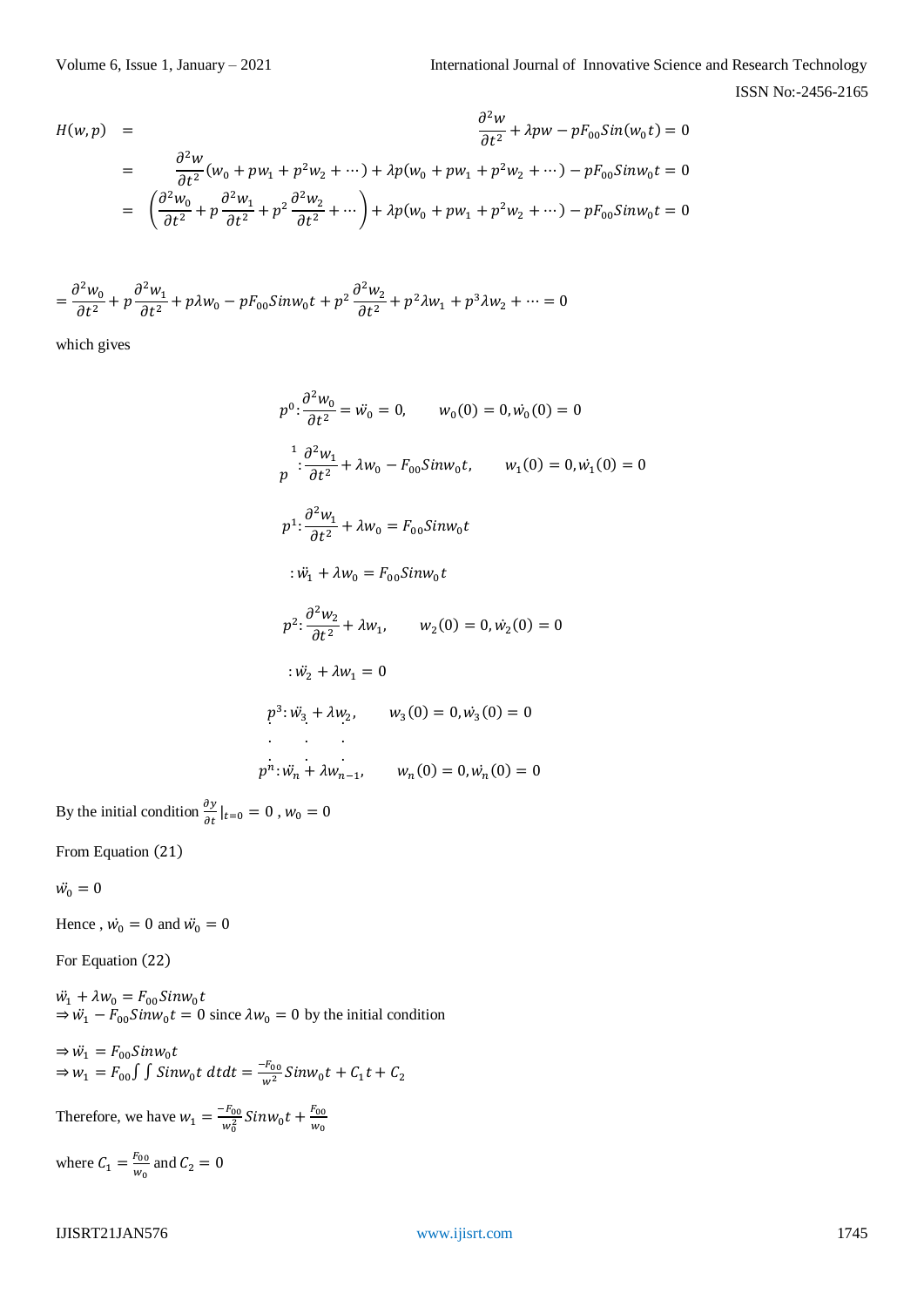$$
\begin{aligned}
H(w,p) \quad &= \quad \frac{\partial^2 w}{\partial t^2} + \lambda p w - p F_{00} Sin(w_0 t) = 0 \\
&= \quad \frac{\partial^2 w}{\partial t^2}(w_0 + p w_1 + p^2 w_2 + \cdots) + \lambda p (w_0 + p w_1 + p^2 w_2 + \cdots) - p F_{00} Sin w_0 t = 0 \\
&= \quad \left( \frac{\partial^2 w_0}{\partial t^2} + p \frac{\partial^2 w_1}{\partial t^2} + p^2 \frac{\partial^2 w_2}{\partial t^2} + \cdots \right) + \lambda p (w_0 + p w_1 + p^2 w_2 + \cdots) - p F_{00} Sin w_0 t = 0
\end{aligned}
$$

$$
= \frac{\partial^2 w_0}{\partial t^2} + p \frac{\partial^2 w_1}{\partial t^2} + p \lambda w_0 - p F_{00} Sin w_0 t + p^2 \frac{\partial^2 w_2}{\partial t^2} + p^2 \lambda w_1 + p^3 \lambda w_2 + \cdots = 0
$$

which gives

$$
p^0 : \frac{\partial^2 w_0}{\partial t^2} = \ddot{w}_0 = 0, \qquad w_0(0) = 0, \dot{w}_0(0) = 0
$$

$$
p^1 : \frac{\partial^2 w_1}{\partial t^2} + \lambda w_0 - F_{00} Sin w_0 t, \qquad w_1(0) = 0, \dot{w}_1(0) = 0
$$

$$
p^1 : \frac{\partial^2 w_1}{\partial t^2} + \lambda w_0 = F_{00} Sin w_0 t
$$

$$
: \ddot{w}_1 + \lambda w_0 = F_{00} Sin w_0 t
$$

$$
p^2 : \frac{\partial^2 w_2}{\partial t^2} + \lambda w_1, \qquad w_2(0) = 0, \dot{w}_2(0) = 0
$$

$$
: \ddot{w}_2 + \lambda w_1 = 0
$$

$$
p^3 : \ddot{w}_3 + \lambda w_2, \qquad w_3(0) = 0, \dot{w}_3(0) = 0
$$

$$
\vdots
$$

$$
p^n : \ddot{w}_n + \lambda w_{n-1}, \qquad w_n(0) = 0, \dot{w}_n(0) = 0
$$

By the initial condition $\frac{\partial y}{\partial t}|_{t=0} = 0$ , $w_0 = 0$

From Equation (21)

$\ddot{w}_0 = 0$

Hence , $\dot{w}_0 = 0$ and $\ddot{w}_0 = 0$

For Equation (22)

$\ddot{w}_1 + \lambda w_0 = F_{00} Sin w_0 t$
$\Rightarrow \ddot{w}_1 - F_{00} Sin w_0 t = 0$ since $\lambda w_0 = 0$ by the initial condition

$\Rightarrow \ddot{w}_1 = F_{00} Sin w_0 t$
$\Rightarrow w_1 = F_{00} \int \int Sin w_0 t \; dt dt = \frac{-F_{00}}{w^2} Sin w_0 t + C_1 t + C_2$

Therefore, we have $w_1 = \frac{-F_{00}}{w_0^2} Sin w_0 t + \frac{F_{00}}{w_0}$

where $C_1 = \frac{F_{00}}{w_0}$ and $C_2 = 0$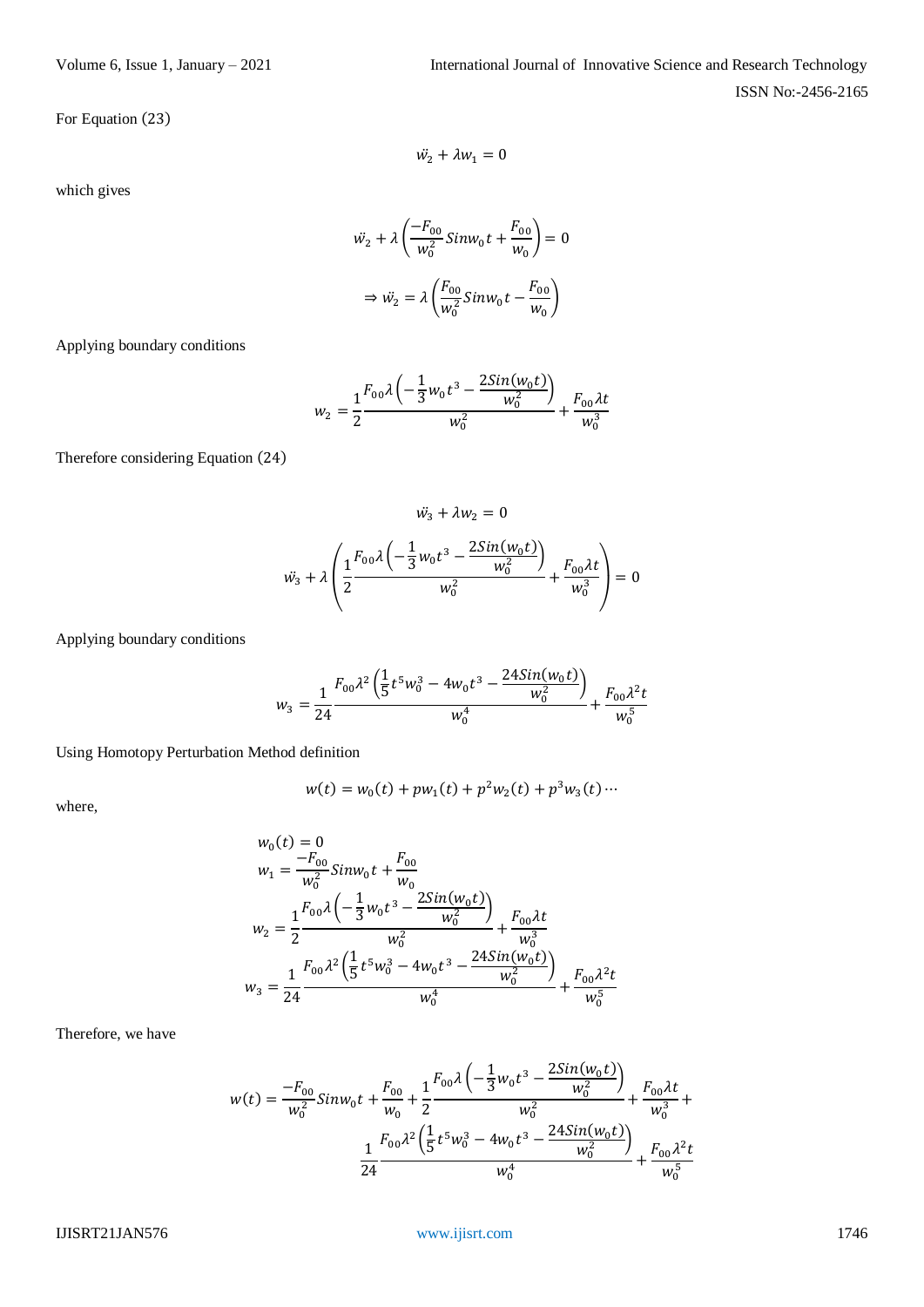For Equation (23)

$$\ddot{w}_2 + \lambda w_1 = 0$$

which gives

$$\ddot{w}_2 + \lambda\left(\frac{-F_{00}}{w_0^2} Sinw_0 t + \frac{F_{00}}{w_0}\right) = 0$$

$$\Rightarrow \ddot{w}_2 = \lambda\left(\frac{F_{00}}{w_0^2} Sinw_0 t - \frac{F_{00}}{w_0}\right)$$

Applying boundary conditions

$$w_2 = \frac{1}{2} \frac{F_{00}\lambda\left(-\frac{1}{3}w_0 t^3 - \frac{2Sin(w_0 t)}{w_0^2}\right)}{w_0^2} + \frac{F_{00}\lambda t}{w_0^3}$$

Therefore considering Equation (24)

$$\ddot{w}_3 + \lambda w_2 = 0$$

$$\ddot{w}_3 + \lambda\left(\frac{1}{2} \frac{F_{00}\lambda\left(-\frac{1}{3}w_0 t^3 - \frac{2Sin(w_0 t)}{w_0^2}\right)}{w_0^2} + \frac{F_{00}\lambda t}{w_0^3}\right) = 0$$

Applying boundary conditions

$$w_3 = \frac{1}{24} \frac{F_{00}\lambda^2\left(\frac{1}{5}t^5 w_0^3 - 4w_0 t^3 - \frac{24Sin(w_0 t)}{w_0^2}\right)}{w_0^4} + \frac{F_{00}\lambda^2 t}{w_0^5}$$

Using Homotopy Perturbation Method definition

$$w(t) = w_0(t) + pw_1(t) + p^2 w_2(t) + p^3 w_3(t) \cdots$$

where,

$$w_0(t) = 0$$

$$w_1 = \frac{-F_{00}}{w_0^2} Sinw_0 t + \frac{F_{00}}{w_0}$$

$$w_2 = \frac{1}{2} \frac{F_{00}\lambda\left(-\frac{1}{3}w_0 t^3 - \frac{2Sin(w_0 t)}{w_0^2}\right)}{w_0^2} + \frac{F_{00}\lambda t}{w_0^3}$$

$$w_3 = \frac{1}{24} \frac{F_{00}\lambda^2\left(\frac{1}{5}t^5 w_0^3 - 4w_0 t^3 - \frac{24Sin(w_0 t)}{w_0^2}\right)}{w_0^4} + \frac{F_{00}\lambda^2 t}{w_0^5}$$

Therefore, we have

$$w(t) = \frac{-F_{00}}{w_0^2} Sinw_0 t + \frac{F_{00}}{w_0} + \frac{1}{2} \frac{F_{00}\lambda\left(-\frac{1}{3}w_0 t^3 - \frac{2Sin(w_0 t)}{w_0^2}\right)}{w_0^2} + \frac{F_{00}\lambda t}{w_0^3} + \frac{1}{24} \frac{F_{00}\lambda^2\left(\frac{1}{5}t^5 w_0^3 - 4w_0 t^3 - \frac{24Sin(w_0 t)}{w_0^2}\right)}{w_0^4} + \frac{F_{00}\lambda^2 t}{w_0^5}$$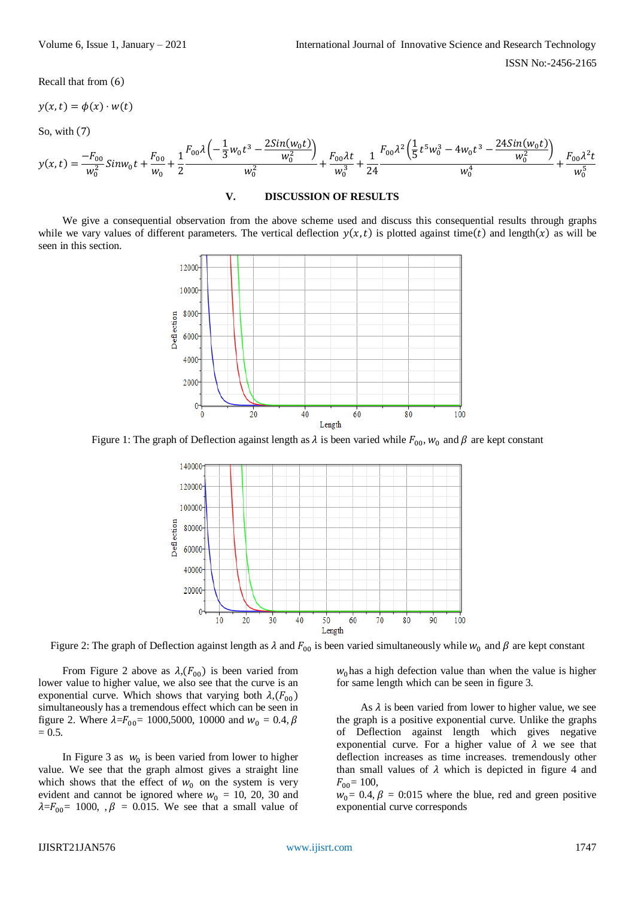Recall that from (6)

$$y(x,t) = \phi(x) \cdot w(t)$$

So, with (7)

$$y(x,t) = \frac{-F_{00}}{w_0^2} Sinw_0 t + \frac{F_{00}}{w_0} + \frac{1}{2} \frac{F_{00}\lambda\left(-\frac{1}{3}w_0 t^3 - \frac{2Sin(w_0 t)}{w_0^2}\right)}{w_0^2} + \frac{F_{00}\lambda t}{w_0^3} + \frac{1}{24} \frac{F_{00}\lambda^2\left(\frac{1}{5}t^5 w_0^3 - 4w_0 t^3 - \frac{24Sin(w_0 t)}{w_0^2}\right)}{w_0^4} + \frac{F_{00}\lambda^2 t}{w_0^5}$$

## V. DISCUSSION OF RESULTS

We give a consequential observation from the above scheme used and discuss this consequential results through graphs while we vary values of different parameters. The vertical deflection $y(x,t)$ is plotted against time$(t)$ and length$(x)$ as will be seen in this section.

Figure 1: The graph of Deflection against length as $\lambda$ is been varied while $F_{00}$, $w_0$ and $\beta$ are kept constant

Figure 2: The graph of Deflection against length as $\lambda$ and $F_{00}$ is been varied simultaneously while $w_0$ and $\beta$ are kept constant

From Figure 2 above as $\lambda$,$(F_{00})$ is been varied from lower value to higher value, we also see that the curve is an exponential curve. Which shows that varying both $\lambda$,$(F_{00})$ simultaneously has a tremendous effect which can be seen in figure 2. Where $\lambda$=$F_{00}$= 1000,5000, 10000 and $w_0$ = 0.4, $\beta$ = 0.5.

In Figure 3 as $w_0$ is been varied from lower to higher value. We see that the graph almost gives a straight line which shows that the effect of $w_0$ on the system is very evident and cannot be ignored where $w_0$ = 10, 20, 30 and $\lambda$=$F_{00}$= 1000, , $\beta$ = 0.015. We see that a small value of $w_0$ has a high defection value than when the value is higher for same length which can be seen in figure 3.

As $\lambda$ is been varied from lower to higher value, we see the graph is a positive exponential curve. Unlike the graphs of Deflection against length which gives negative exponential curve. For a higher value of $\lambda$ we see that deflection increases as time increases. tremendously other than small values of $\lambda$ which is depicted in figure 4 and $F_{00}$= 100,
$w_0$= 0.4, $\beta$ = 0:015 where the blue, red and green positive exponential curve corresponds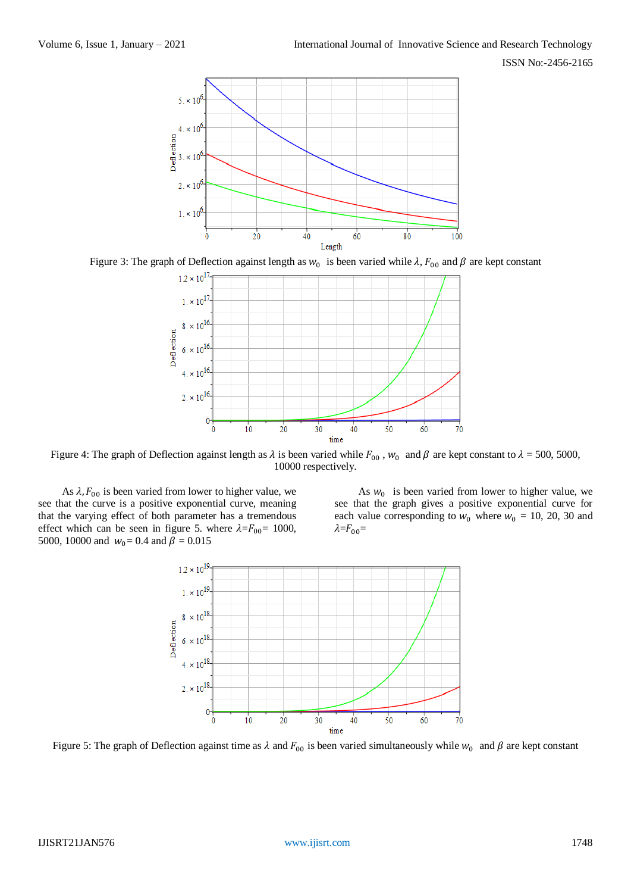Figure 3: The graph of Deflection against length as $w_0$ is been varied while $\lambda$, $F_{00}$ and $\beta$ are kept constant

Figure 4: The graph of Deflection against length as $\lambda$ is been varied while $F_{00}$ , $w_0$ and $\beta$ are kept constant to $\lambda$ = 500, 5000, 10000 respectively.

As $\lambda, F_{00}$ is been varied from lower to higher value, we see that the curve is a positive exponential curve, meaning that the varying effect of both parameter has a tremendous effect which can be seen in figure 5. where $\lambda$=$F_{00}$= 1000, 5000, 10000 and $w_0$= 0.4 and $\beta$ = 0.015

As $w_0$ is been varied from lower to higher value, we see that the graph gives a positive exponential curve for each value corresponding to $w_0$ where $w_0$ = 10, 20, 30 and $\lambda$=$F_{00}$=

Figure 5: The graph of Deflection against time as $\lambda$ and $F_{00}$ is been varied simultaneously while $w_0$ and $\beta$ are kept constant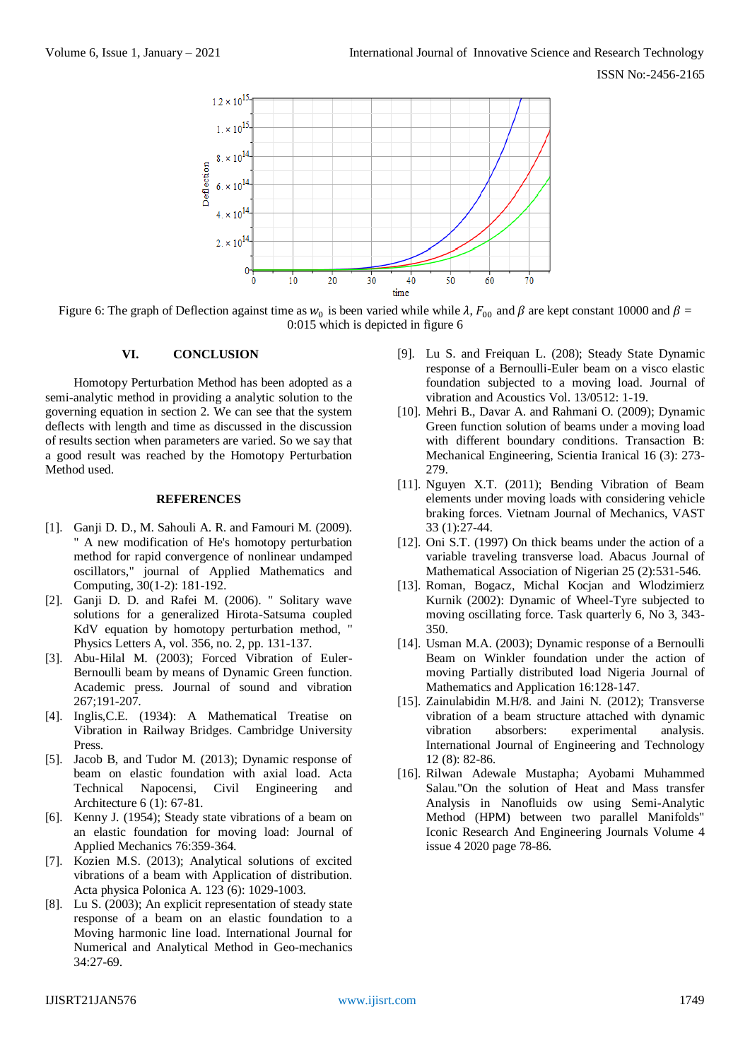Deflection

$1.2 \times 10^{15}$

$1. \times 10^{15}$

$8. \times 10^{14}$

$6. \times 10^{14}$

$4. \times 10^{14}$

$2. \times 10^{14}$

0

0 10 20 30 40 50 60 70

time

Figure 6: The graph of Deflection against time as $w_0$ is been varied while while $\lambda$, $F_{00}$ and $\beta$ are kept constant 10000 and $\beta$ = 0:015 which is depicted in figure 6

## VI. CONCLUSION

Homotopy Perturbation Method has been adopted as a semi-analytic method in providing a analytic solution to the governing equation in section 2. We can see that the system deflects with length and time as discussed in the discussion of results section when parameters are varied. So we say that a good result was reached by the Homotopy Perturbation Method used.

## REFERENCES

[1]. Ganji D. D., M. Sahouli A. R. and Famouri M. (2009). " A new modification of He's homotopy perturbation method for rapid convergence of nonlinear undamped oscillators," journal of Applied Mathematics and Computing, 30(1-2): 181-192.

[2]. Ganji D. D. and Rafei M. (2006). " Solitary wave solutions for a generalized Hirota-Satsuma coupled KdV equation by homotopy perturbation method, " Physics Letters A, vol. 356, no. 2, pp. 131-137.

[3]. Abu-Hilal M. (2003); Forced Vibration of Euler-Bernoulli beam by means of Dynamic Green function. Academic press. Journal of sound and vibration 267;191-207.

[4]. Inglis,C.E. (1934): A Mathematical Treatise on Vibration in Railway Bridges. Cambridge University Press.

[5]. Jacob B, and Tudor M. (2013); Dynamic response of beam on elastic foundation with axial load. Acta Technical Napocensi, Civil Engineering and Architecture 6 (1): 67-81.

[6]. Kenny J. (1954); Steady state vibrations of a beam on an elastic foundation for moving load: Journal of Applied Mechanics 76:359-364.

[7]. Kozien M.S. (2013); Analytical solutions of excited vibrations of a beam with Application of distribution. Acta physica Polonica A. 123 (6): 1029-1003.

[8]. Lu S. (2003); An explicit representation of steady state response of a beam on an elastic foundation to a Moving harmonic line load. International Journal for Numerical and Analytical Method in Geo-mechanics 34:27-69.

[9]. Lu S. and Freiquan L. (208); Steady State Dynamic response of a Bernoulli-Euler beam on a visco elastic foundation subjected to a moving load. Journal of vibration and Acoustics Vol. 13/0512: 1-19.

[10]. Mehri B., Davar A. and Rahmani O. (2009); Dynamic Green function solution of beams under a moving load with different boundary conditions. Transaction B: Mechanical Engineering, Scientia Iranical 16 (3): 273-279.

[11]. Nguyen X.T. (2011); Bending Vibration of Beam elements under moving loads with considering vehicle braking forces. Vietnam Journal of Mechanics, VAST 33 (1):27-44.

[12]. Oni S.T. (1997) On thick beams under the action of a variable traveling transverse load. Abacus Journal of Mathematical Association of Nigerian 25 (2):531-546.

[13]. Roman, Bogacz, Michal Kocjan and Wlodzimierz Kurnik (2002): Dynamic of Wheel-Tyre subjected to moving oscillating force. Task quarterly 6, No 3, 343-350.

[14]. Usman M.A. (2003); Dynamic response of a Bernoulli Beam on Winkler foundation under the action of moving Partially distributed load Nigeria Journal of Mathematics and Application 16:128-147.

[15]. Zainulabidin M.H/8. and Jaini N. (2012); Transverse vibration of a beam structure attached with dynamic vibration absorbers: experimental analysis. International Journal of Engineering and Technology 12 (8): 82-86.

[16]. Rilwan Adewale Mustapha; Ayobami Muhammed Salau."On the solution of Heat and Mass transfer Analysis in Nanofluids ow using Semi-Analytic Method (HPM) between two parallel Manifolds" Iconic Research And Engineering Journals Volume 4 issue 4 2020 page 78-86.